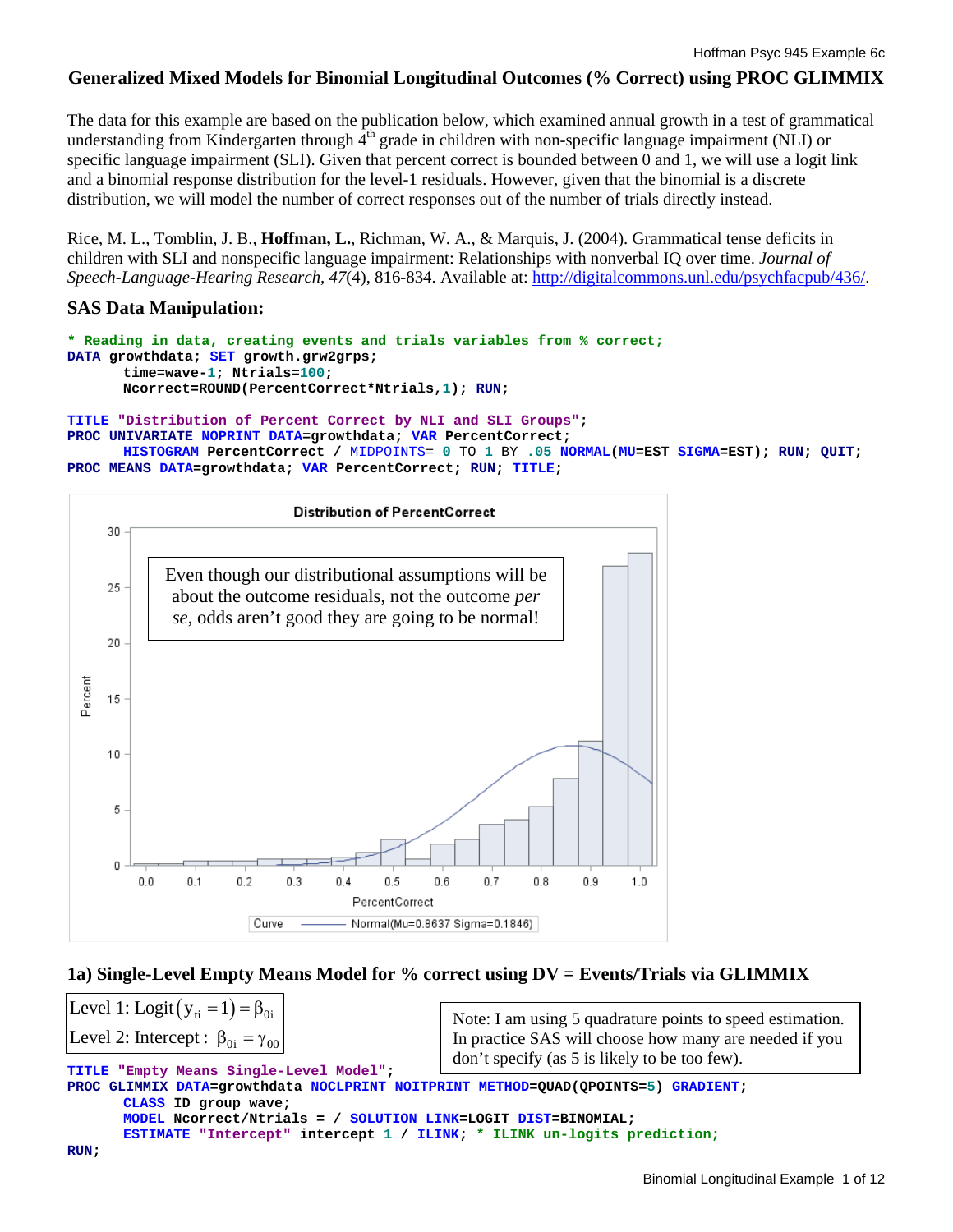# Generalized Mixed Models for Binomial Longitudinal Outcomes (% Correct) using PROC GLIMMIX

The data for this example are based on the publication below, which examined annual growth in a test of grammatical understanding from Kindergarten through 4th grade in children with non-specific language impairment (NLI) or specific language impairment (SLI). Given that percent correct is bounded between 0 and 1, we will use a logit link and a binomial response distribution for the level-1 residuals. However, given that the binomial is a discrete distribution, we will model the number of correct responses out of the number of trials directly instead.

Rice, M. L., Tomblin, J. B., **Hoffman, L.**, Richman, W. A., & Marquis, J. (2004). Grammatical tense deficits in children with SLI and nonspecific language impairment: Relationships with nonverbal IQ over time. *Journal of Speech-Language-Hearing Research, 47*(4), 816-834. Available at: http://digitalcommons.unl.edu/psychfacpub/436/.

## SAS Data Manipulation:

```
* Reading in data, creating events and trials variables from % correct;
DATA growthdata; SET growth.grw2grps;
       time=wave-1; Ntrials=100;
       Ncorrect=ROUND(PercentCorrect*Ntrials,1); RUN;

TITLE "Distribution of Percent Correct by NLI and SLI Groups";
PROC UNIVARIATE NOPRINT DATA=growthdata; VAR PercentCorrect;
       HISTOGRAM PercentCorrect / MIDPOINTS= 0 TO 1 BY .05 NORMAL(MU=EST SIGMA=EST); RUN; QUIT;
PROC MEANS DATA=growthdata; VAR PercentCorrect; RUN; TITLE;
```

Distribution of PercentCorrect

Percent

30
25
20
15
10
5
0

0.0 0.1 0.2 0.3 0.4 0.5 0.6 0.7 0.8 0.9 1.0

PercentCorrect

Curve —— Normal(Mu=0.8637 Sigma=0.1846)

Even though our distributional assumptions will be about the outcome residuals, not the outcome *per se*, odds aren't good they are going to be normal!

## 1a) Single-Level Empty Means Model for % correct using DV = Events/Trials via GLIMMIX

Level 1: $\text{Logit}\left(y_{ti}=1\right)=\beta_{0i}$

Level 2: Intercept : $\beta_{0i}=\gamma_{00}$

Note: I am using 5 quadrature points to speed estimation. In practice SAS will choose how many are needed if you don't specify (as 5 is likely to be too few).

```
TITLE "Empty Means Single-Level Model";
PROC GLIMMIX DATA=growthdata NOCLPRINT NOITPRINT METHOD=QUAD(QPOINTS=5) GRADIENT;
       CLASS ID group wave;
       MODEL Ncorrect/Ntrials = / SOLUTION LINK=LOGIT DIST=BINOMIAL;
       ESTIMATE "Intercept" intercept 1 / ILINK; * ILINK un-logits prediction;
RUN;
```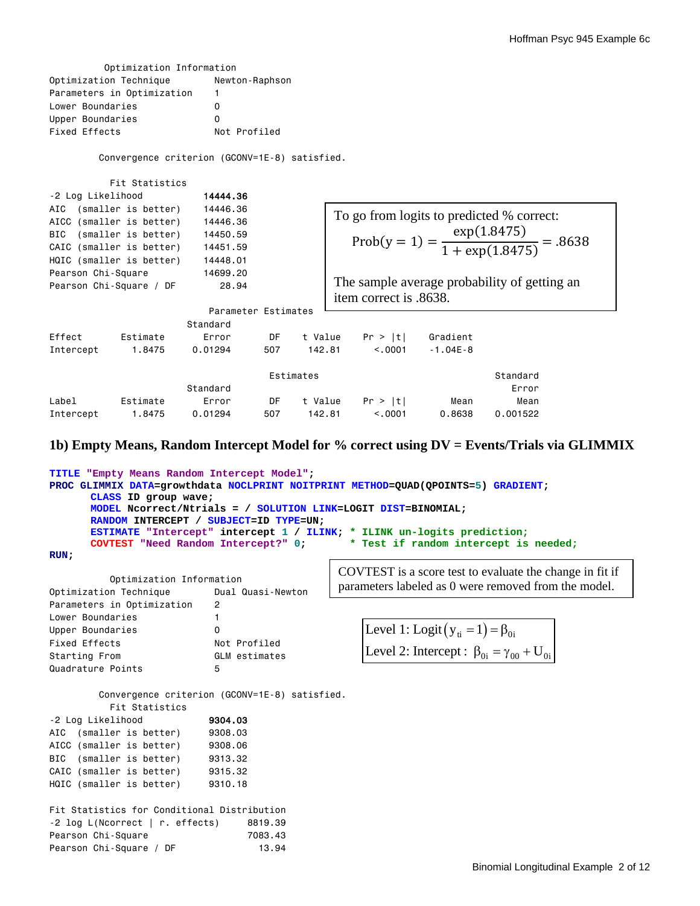Optimization Information

| | |
|---|---|
| Optimization Technique | Newton-Raphson |
| Parameters in Optimization | 1 |
| Lower Boundaries | 0 |
| Upper Boundaries | 0 |
| Fixed Effects | Not Profiled |

Convergence criterion (GCONV=1E-8) satisfied.

Fit Statistics

| | |
|---|---|
| -2 Log Likelihood | **14444.36** |
| AIC (smaller is better) | 14446.36 |
| AICC (smaller is better) | 14446.36 |
| BIC (smaller is better) | 14450.59 |
| CAIC (smaller is better) | 14451.59 |
| HQIC (smaller is better) | 14448.01 |
| Pearson Chi-Square | 14699.20 |
| Pearson Chi-Square / DF | 28.94 |

To go from logits to predicted % correct:

$$\text{Prob}(y = 1) = \frac{\exp(1.8475)}{1 + \exp(1.8475)} = .8638$$

The sample average probability of getting an item correct is .8638.

Parameter Estimates

| Effect | Estimate | Standard Error | DF | t Value | Pr > \|t\| | Gradient |
|---|---|---|---|---|---|---|
| Intercept | 1.8475 | 0.01294 | 507 | 142.81 | <.0001 | -1.04E-8 |

Estimates

| Label | Estimate | Standard Error | DF | t Value | Pr > \|t\| | Mean | Standard Error Mean |
|---|---|---|---|---|---|---|---|
| Intercept | 1.8475 | 0.01294 | 507 | 142.81 | <.0001 | 0.8638 | 0.001522 |

## 1b) Empty Means, Random Intercept Model for % correct using DV = Events/Trials via GLIMMIX

```
TITLE "Empty Means Random Intercept Model";
PROC GLIMMIX DATA=growthdata NOCLPRINT NOITPRINT METHOD=QUAD(QPOINTS=5) GRADIENT;
      CLASS ID group wave;
      MODEL Ncorrect/Ntrials = / SOLUTION LINK=LOGIT DIST=BINOMIAL;
      RANDOM INTERCEPT / SUBJECT=ID TYPE=UN;
      ESTIMATE "Intercept" intercept 1 / ILINK; * ILINK un-logits prediction;
      COVTEST "Need Random Intercept?" 0;       * Test if random intercept is needed;
RUN;
```

COVTEST is a score test to evaluate the change in fit if parameters labeled as 0 were removed from the model.

Level 1: $\text{Logit}\left(y_{ti} = 1\right) = \beta_{0i}$

Level 2: Intercept: $\beta_{0i} = \gamma_{00} + U_{0i}$

Optimization Information

| | |
|---|---|
| Optimization Technique | Dual Quasi-Newton |
| Parameters in Optimization | 2 |
| Lower Boundaries | 1 |
| Upper Boundaries | 0 |
| Fixed Effects | Not Profiled |
| Starting From | GLM estimates |
| Quadrature Points | 5 |

Convergence criterion (GCONV=1E-8) satisfied.

Fit Statistics

| | |
|---|---|
| -2 Log Likelihood | **9304.03** |
| AIC (smaller is better) | 9308.03 |
| AICC (smaller is better) | 9308.06 |
| BIC (smaller is better) | 9313.32 |
| CAIC (smaller is better) | 9315.32 |
| HQIC (smaller is better) | 9310.18 |

Fit Statistics for Conditional Distribution

| | |
|---|---|
| -2 log L(Ncorrect \| r. effects) | 8819.39 |
| Pearson Chi-Square | 7083.43 |
| Pearson Chi-Square / DF | 13.94 |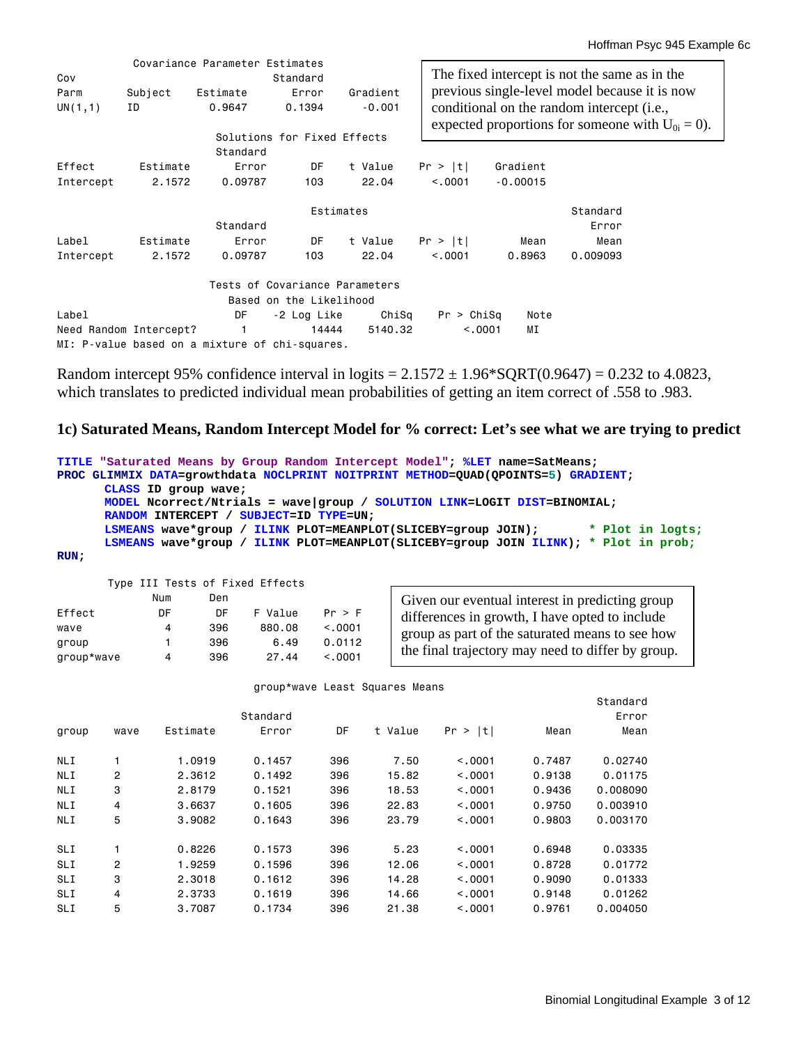Covariance Parameter Estimates

| Cov Parm | Subject | Estimate | Standard Error | Gradient |
|---|---|---|---|---|
| UN(1,1) | ID | 0.9647 | 0.1394 | -0.001 |

The fixed intercept is not the same as in the previous single-level model because it is now conditional on the random intercept (i.e., expected proportions for someone with $U_{0i} = 0$).

Solutions for Fixed Effects

| Effect | Estimate | Standard Error | DF | t Value | Pr > \|t\| | Gradient |
|---|---|---|---|---|---|---|
| Intercept | 2.1572 | 0.09787 | 103 | 22.04 | <.0001 | -0.00015 |

Estimates

| Label | Estimate | Standard Error | DF | t Value | Pr > \|t\| | Mean | Standard Error Mean |
|---|---|---|---|---|---|---|---|
| Intercept | 2.1572 | 0.09787 | 103 | 22.04 | <.0001 | 0.8963 | 0.009093 |

Tests of Covariance Parameters Based on the Likelihood

| Label | DF | -2 Log Like | ChiSq | Pr > ChiSq | Note |
|---|---|---|---|---|---|
| Need Random Intercept? | 1 | 14444 | 5140.32 | <.0001 | MI |

MI: P-value based on a mixture of chi-squares.

Random intercept 95% confidence interval in logits = 2.1572 ± 1.96*SQRT(0.9647) = 0.232 to 4.0823, which translates to predicted individual mean probabilities of getting an item correct of .558 to .983.

### 1c) Saturated Means, Random Intercept Model for % correct: Let's see what we are trying to predict

```
TITLE "Saturated Means by Group Random Intercept Model"; %LET name=SatMeans;
PROC GLIMMIX DATA=growthdata NOCLPRINT NOITPRINT METHOD=QUAD(QPOINTS=5) GRADIENT;
      CLASS ID group wave;
      MODEL Ncorrect/Ntrials = wave|group / SOLUTION LINK=LOGIT DIST=BINOMIAL;
      RANDOM INTERCEPT / SUBJECT=ID TYPE=UN;
      LSMEANS wave*group / ILINK PLOT=MEANPLOT(SLICEBY=group JOIN);       * Plot in logts;
      LSMEANS wave*group / ILINK PLOT=MEANPLOT(SLICEBY=group JOIN ILINK); * Plot in prob;
RUN;
```

Type III Tests of Fixed Effects

| Effect | Num DF | Den DF | F Value | Pr > F |
|---|---|---|---|---|
| wave | 4 | 396 | 880.08 | <.0001 |
| group | 1 | 396 | 6.49 | 0.0112 |
| group*wave | 4 | 396 | 27.44 | <.0001 |

Given our eventual interest in predicting group differences in growth, I have opted to include group as part of the saturated means to see how the final trajectory may need to differ by group.

group*wave Least Squares Means

| group | wave | Estimate | Standard Error | DF | t Value | Pr > \|t\| | Mean | Standard Error Mean |
|---|---|---|---|---|---|---|---|---|
| NLI | 1 | 1.0919 | 0.1457 | 396 | 7.50 | <.0001 | 0.7487 | 0.02740 |
| NLI | 2 | 2.3612 | 0.1492 | 396 | 15.82 | <.0001 | 0.9138 | 0.01175 |
| NLI | 3 | 2.8179 | 0.1521 | 396 | 18.53 | <.0001 | 0.9436 | 0.008090 |
| NLI | 4 | 3.6637 | 0.1605 | 396 | 22.83 | <.0001 | 0.9750 | 0.003910 |
| NLI | 5 | 3.9082 | 0.1643 | 396 | 23.79 | <.0001 | 0.9803 | 0.003170 |
| SLI | 1 | 0.8226 | 0.1573 | 396 | 5.23 | <.0001 | 0.6948 | 0.03335 |
| SLI | 2 | 1.9259 | 0.1596 | 396 | 12.06 | <.0001 | 0.8728 | 0.01772 |
| SLI | 3 | 2.3018 | 0.1612 | 396 | 14.28 | <.0001 | 0.9090 | 0.01333 |
| SLI | 4 | 2.3733 | 0.1619 | 396 | 14.66 | <.0001 | 0.9148 | 0.01262 |
| SLI | 5 | 3.7087 | 0.1734 | 396 | 21.38 | <.0001 | 0.9761 | 0.004050 |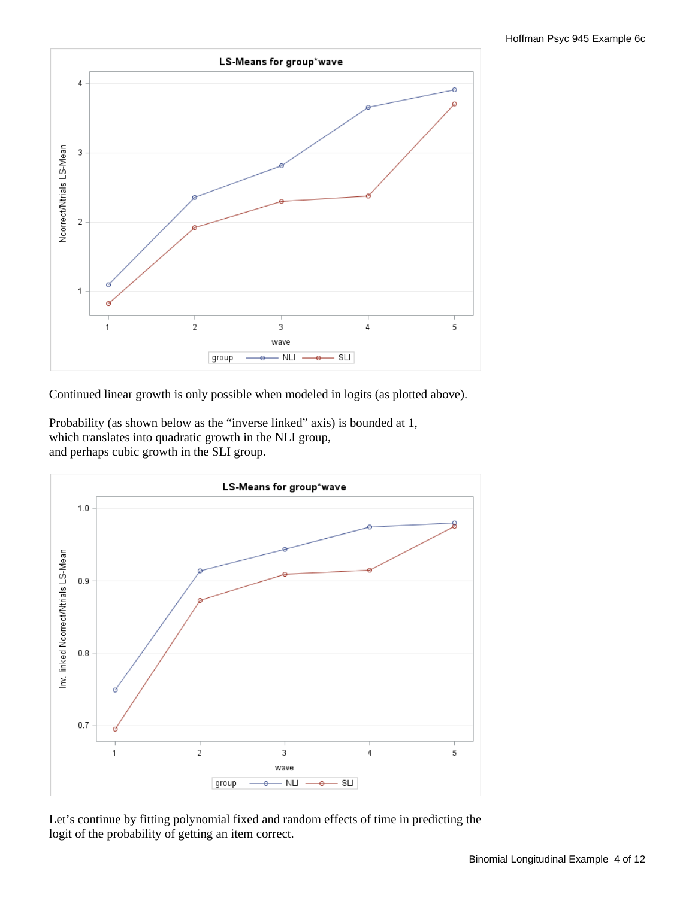LS-Means for group*wave

Ncorrect/Ntrials LS-Mean

4

3

2

1

1 2 3 4 5

wave

group NLI SLI

Continued linear growth is only possible when modeled in logits (as plotted above).

Probability (as shown below as the "inverse linked" axis) is bounded at 1,
which translates into quadratic growth in the NLI group,
and perhaps cubic growth in the SLI group.

LS-Means for group*wave

Inv. linked Ncorrect/Ntrials LS-Mean

1.0

0.9

0.8

0.7

1 2 3 4 5

wave

group NLI SLI

Let's continue by fitting polynomial fixed and random effects of time in predicting the logit of the probability of getting an item correct.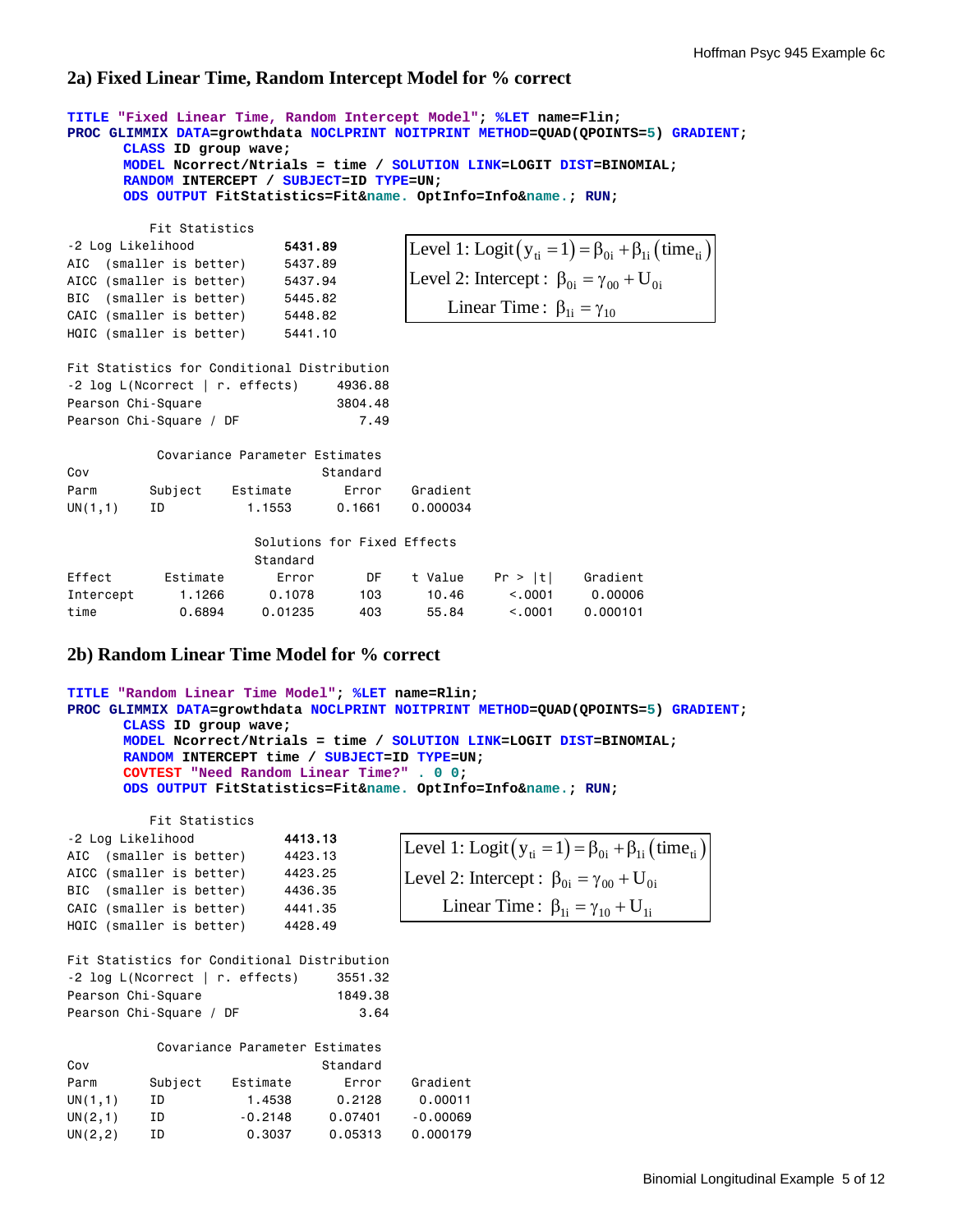## 2a) Fixed Linear Time, Random Intercept Model for % correct

```
TITLE "Fixed Linear Time, Random Intercept Model"; %LET name=Flin;
PROC GLIMMIX DATA=growthdata NOCLPRINT NOITPRINT METHOD=QUAD(QPOINTS=5) GRADIENT;
      CLASS ID group wave;
      MODEL Ncorrect/Ntrials = time / SOLUTION LINK=LOGIT DIST=BINOMIAL;
      RANDOM INTERCEPT / SUBJECT=ID TYPE=UN;
      ODS OUTPUT FitStatistics=Fit&name. OptInfo=Info&name.; RUN;
```

$$\text{Level 1: Logit}\left(y_{ti}=1\right)=\beta_{0i}+\beta_{1i}\left(\text{time}_{ti}\right)$$
$$\text{Level 2: Intercept: } \beta_{0i}=\gamma_{00}+U_{0i}$$
$$\text{Linear Time: } \beta_{1i}=\gamma_{10}$$

Fit Statistics

| | |
|---|---|
| -2 Log Likelihood | **5431.89** |
| AIC (smaller is better) | 5437.89 |
| AICC (smaller is better) | 5437.94 |
| BIC (smaller is better) | 5445.82 |
| CAIC (smaller is better) | 5448.82 |
| HQIC (smaller is better) | 5441.10 |

Fit Statistics for Conditional Distribution

| | |
|---|---|
| -2 log L(Ncorrect \| r. effects) | 4936.88 |
| Pearson Chi-Square | 3804.48 |
| Pearson Chi-Square / DF | 7.49 |

Covariance Parameter Estimates

| Cov Parm | Subject | Estimate | Standard Error | Gradient |
|---|---|---|---|---|
| UN(1,1) | ID | 1.1553 | 0.1661 | 0.000034 |

Solutions for Fixed Effects

| Effect | Estimate | Standard Error | DF | t Value | Pr > \|t\| | Gradient |
|---|---|---|---|---|---|---|
| Intercept | 1.1266 | 0.1078 | 103 | 10.46 | <.0001 | 0.00006 |
| time | 0.6894 | 0.01235 | 403 | 55.84 | <.0001 | 0.000101 |

## 2b) Random Linear Time Model for % correct

```
TITLE "Random Linear Time Model"; %LET name=Rlin;
PROC GLIMMIX DATA=growthdata NOCLPRINT NOITPRINT METHOD=QUAD(QPOINTS=5) GRADIENT;
      CLASS ID group wave;
      MODEL Ncorrect/Ntrials = time / SOLUTION LINK=LOGIT DIST=BINOMIAL;
      RANDOM INTERCEPT time / SUBJECT=ID TYPE=UN;
      COVTEST "Need Random Linear Time?" . 0 0;
      ODS OUTPUT FitStatistics=Fit&name. OptInfo=Info&name.; RUN;
```

$$\text{Level 1: Logit}\left(y_{ti}=1\right)=\beta_{0i}+\beta_{1i}\left(\text{time}_{ti}\right)$$
$$\text{Level 2: Intercept: } \beta_{0i}=\gamma_{00}+U_{0i}$$
$$\text{Linear Time: } \beta_{1i}=\gamma_{10}+U_{1i}$$

Fit Statistics

| | |
|---|---|
| -2 Log Likelihood | **4413.13** |
| AIC (smaller is better) | 4423.13 |
| AICC (smaller is better) | 4423.25 |
| BIC (smaller is better) | 4436.35 |
| CAIC (smaller is better) | 4441.35 |
| HQIC (smaller is better) | 4428.49 |

Fit Statistics for Conditional Distribution

| | |
|---|---|
| -2 log L(Ncorrect \| r. effects) | 3551.32 |
| Pearson Chi-Square | 1849.38 |
| Pearson Chi-Square / DF | 3.64 |

Covariance Parameter Estimates

| Cov Parm | Subject | Estimate | Standard Error | Gradient |
|---|---|---|---|---|
| UN(1,1) | ID | 1.4538 | 0.2128 | 0.00011 |
| UN(2,1) | ID | -0.2148 | 0.07401 | -0.00069 |
| UN(2,2) | ID | 0.3037 | 0.05313 | 0.000179 |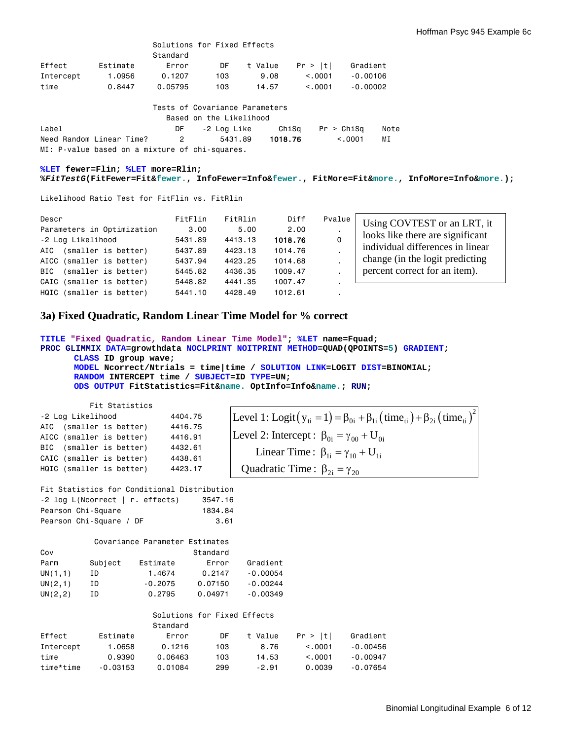Solutions for Fixed Effects

| Effect | Estimate | Standard Error | DF | t Value | Pr > \|t\| | Gradient |
|---|---|---|---|---|---|---|
| Intercept | 1.0956 | 0.1207 | 103 | 9.08 | <.0001 | -0.00106 |
| time | 0.8447 | 0.05795 | 103 | 14.57 | <.0001 | -0.00002 |

Tests of Covariance Parameters Based on the Likelihood

| Label | DF | -2 Log Like | ChiSq | Pr > ChiSq | Note |
|---|---|---|---|---|---|
| Need Random Linear Time? | 2 | 5431.89 | **1018.76** | <.0001 | MI |

MI: P-value based on a mixture of chi-squares.

```
%LET fewer=Flin; %LET more=Rlin;
%FitTestG(FitFewer=Fit&fewer., InfoFewer=Info&fewer., FitMore=Fit&more., InfoMore=Info&more.);
```

Likelihood Ratio Test for FitFlin vs. FitRlin

| Descr | FitFlin | FitRlin | Diff | Pvalue |
|---|---|---|---|---|
| Parameters in Optimization | 3.00 | 5.00 | 2.00 | . |
| -2 Log Likelihood | 5431.89 | 4413.13 | **1018.76** | 0 |
| AIC (smaller is better) | 5437.89 | 4423.13 | 1014.76 | . |
| AICC (smaller is better) | 5437.94 | 4423.25 | 1014.68 | . |
| BIC (smaller is better) | 5445.82 | 4436.35 | 1009.47 | . |
| CAIC (smaller is better) | 5448.82 | 4441.35 | 1007.47 | . |
| HQIC (smaller is better) | 5441.10 | 4428.49 | 1012.61 | . |

Using COVTEST or an LRT, it looks like there are significant individual differences in linear change (in the logit predicting percent correct for an item).

## 3a) Fixed Quadratic, Random Linear Time Model for % correct

```
TITLE "Fixed Quadratic, Random Linear Time Model"; %LET name=Fquad;
PROC GLIMMIX DATA=growthdata NOCLPRINT NOITPRINT METHOD=QUAD(QPOINTS=5) GRADIENT;
      CLASS ID group wave;
      MODEL Ncorrect/Ntrials = time|time / SOLUTION LINK=LOGIT DIST=BINOMIAL;
      RANDOM INTERCEPT time / SUBJECT=ID TYPE=UN;
      ODS OUTPUT FitStatistics=Fit&name. OptInfo=Info&name.; RUN;
```

Fit Statistics

| | |
|---|---|
| -2 Log Likelihood | 4404.75 |
| AIC (smaller is better) | 4416.75 |
| AICC (smaller is better) | 4416.91 |
| BIC (smaller is better) | 4432.61 |
| CAIC (smaller is better) | 4438.61 |
| HQIC (smaller is better) | 4423.17 |

$$\text{Level 1: Logit}(y_{ti}=1)=\beta_{0i}+\beta_{1i}(\text{time}_{ti})+\beta_{2i}(\text{time}_{ti})^2$$

$$\text{Level 2: Intercept: } \beta_{0i}=\gamma_{00}+U_{0i}$$

$$\text{Linear Time: } \beta_{1i}=\gamma_{10}+U_{1i}$$

$$\text{Quadratic Time: } \beta_{2i}=\gamma_{20}$$

Fit Statistics for Conditional Distribution

| | |
|---|---|
| -2 log L(Ncorrect \| r. effects) | 3547.16 |
| Pearson Chi-Square | 1834.84 |
| Pearson Chi-Square / DF | 3.61 |

Covariance Parameter Estimates

| Cov Parm | Subject | Estimate | Standard Error | Gradient |
|---|---|---|---|---|
| UN(1,1) | ID | 1.4674 | 0.2147 | -0.00054 |
| UN(2,1) | ID | -0.2075 | 0.07150 | -0.00244 |
| UN(2,2) | ID | 0.2795 | 0.04971 | -0.00349 |

Solutions for Fixed Effects

| Effect | Estimate | Standard Error | DF | t Value | Pr > \|t\| | Gradient |
|---|---|---|---|---|---|---|
| Intercept | 1.0658 | 0.1216 | 103 | 8.76 | <.0001 | -0.00456 |
| time | 0.9390 | 0.06463 | 103 | 14.53 | <.0001 | -0.00947 |
| time*time | -0.03153 | 0.01084 | 299 | -2.91 | 0.0039 | -0.07654 |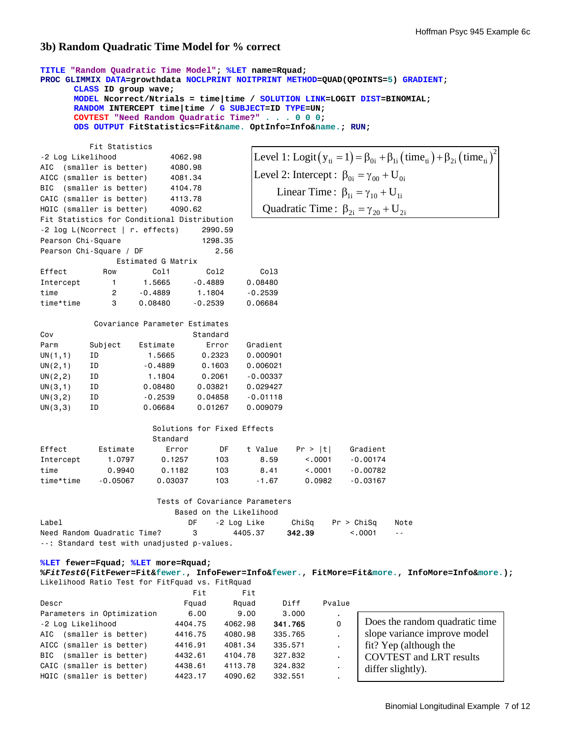### 3b) Random Quadratic Time Model for % correct

```
TITLE "Random Quadratic Time Model"; %LET name=Rquad;
PROC GLIMMIX DATA=growthdata NOCLPRINT NOITPRINT METHOD=QUAD(QPOINTS=5) GRADIENT;
      CLASS ID group wave;
      MODEL Ncorrect/Ntrials = time|time / SOLUTION LINK=LOGIT DIST=BINOMIAL;
      RANDOM INTERCEPT time|time / G SUBJECT=ID TYPE=UN;
      COVTEST "Need Random Quadratic Time?" . . . 0 0 0;
      ODS OUTPUT FitStatistics=Fit&name. OptInfo=Info&name.; RUN;
```

$$\text{Level 1: Logit}\left(y_{ti}=1\right)=\beta_{0i}+\beta_{1i}\left(\text{time}_{ti}\right)+\beta_{2i}\left(\text{time}_{ti}\right)^2$$

$$\text{Level 2: Intercept: } \beta_{0i}=\gamma_{00}+U_{0i}$$

$$\text{Linear Time: } \beta_{1i}=\gamma_{10}+U_{1i}$$

$$\text{Quadratic Time: } \beta_{2i}=\gamma_{20}+U_{2i}$$

Fit Statistics

| | |
|---|---|
| -2 Log Likelihood | 4062.98 |
| AIC (smaller is better) | 4080.98 |
| AICC (smaller is better) | 4081.34 |
| BIC (smaller is better) | 4104.78 |
| CAIC (smaller is better) | 4113.78 |
| HQIC (smaller is better) | 4090.62 |

Fit Statistics for Conditional Distribution

| | |
|---|---|
| -2 log L(Ncorrect \| r. effects) | 2990.59 |
| Pearson Chi-Square | 1298.35 |
| Pearson Chi-Square / DF | 2.56 |

Estimated G Matrix

| Effect | Row | Col1 | Col2 | Col3 |
|---|---|---|---|---|
| Intercept | 1 | 1.5665 | -0.4889 | 0.08480 |
| time | 2 | -0.4889 | 1.1804 | -0.2539 |
| time*time | 3 | 0.08480 | -0.2539 | 0.06684 |

Covariance Parameter Estimates

| Cov Parm | Subject | Estimate | Standard Error | Gradient |
|---|---|---|---|---|
| UN(1,1) | ID | 1.5665 | 0.2323 | 0.000901 |
| UN(2,1) | ID | -0.4889 | 0.1603 | 0.006021 |
| UN(2,2) | ID | 1.1804 | 0.2061 | -0.00337 |
| UN(3,1) | ID | 0.08480 | 0.03821 | 0.029427 |
| UN(3,2) | ID | -0.2539 | 0.04858 | -0.01118 |
| UN(3,3) | ID | 0.06684 | 0.01267 | 0.009079 |

Solutions for Fixed Effects

| Effect | Estimate | Standard Error | DF | t Value | Pr > \|t\| | Gradient |
|---|---|---|---|---|---|---|
| Intercept | 1.0797 | 0.1257 | 103 | 8.59 | <.0001 | -0.00174 |
| time | 0.9940 | 0.1182 | 103 | 8.41 | <.0001 | -0.00782 |
| time*time | -0.05067 | 0.03037 | 103 | -1.67 | 0.0982 | -0.03167 |

Tests of Covariance Parameters Based on the Likelihood

| Label | DF | -2 Log Like | ChiSq | Pr > ChiSq | Note |
|---|---|---|---|---|---|
| Need Random Quadratic Time? | 3 | 4405.37 | **342.39** | <.0001 | -- |

--: Standard test with unadjusted p-values.

```
%LET fewer=Fquad; %LET more=Rquad;
%FitTestG(FitFewer=Fit&fewer., InfoFewer=Info&fewer., FitMore=Fit&more., InfoMore=Info&more.);
```

Likelihood Ratio Test for FitFquad vs. FitRquad

| Descr | Fit Fquad | Fit Rquad | Diff | Pvalue |
|---|---|---|---|---|
| Parameters in Optimization | 6.00 | 9.00 | 3.000 | . |
| -2 Log Likelihood | 4404.75 | 4062.98 | **341.765** | 0 |
| AIC (smaller is better) | 4416.75 | 4080.98 | 335.765 | . |
| AICC (smaller is better) | 4416.91 | 4081.34 | 335.571 | . |
| BIC (smaller is better) | 4432.61 | 4104.78 | 327.832 | . |
| CAIC (smaller is better) | 4438.61 | 4113.78 | 324.832 | . |
| HQIC (smaller is better) | 4423.17 | 4090.62 | 332.551 | . |

Does the random quadratic time slope variance improve model fit? Yep (although the COVTEST and LRT results differ slightly).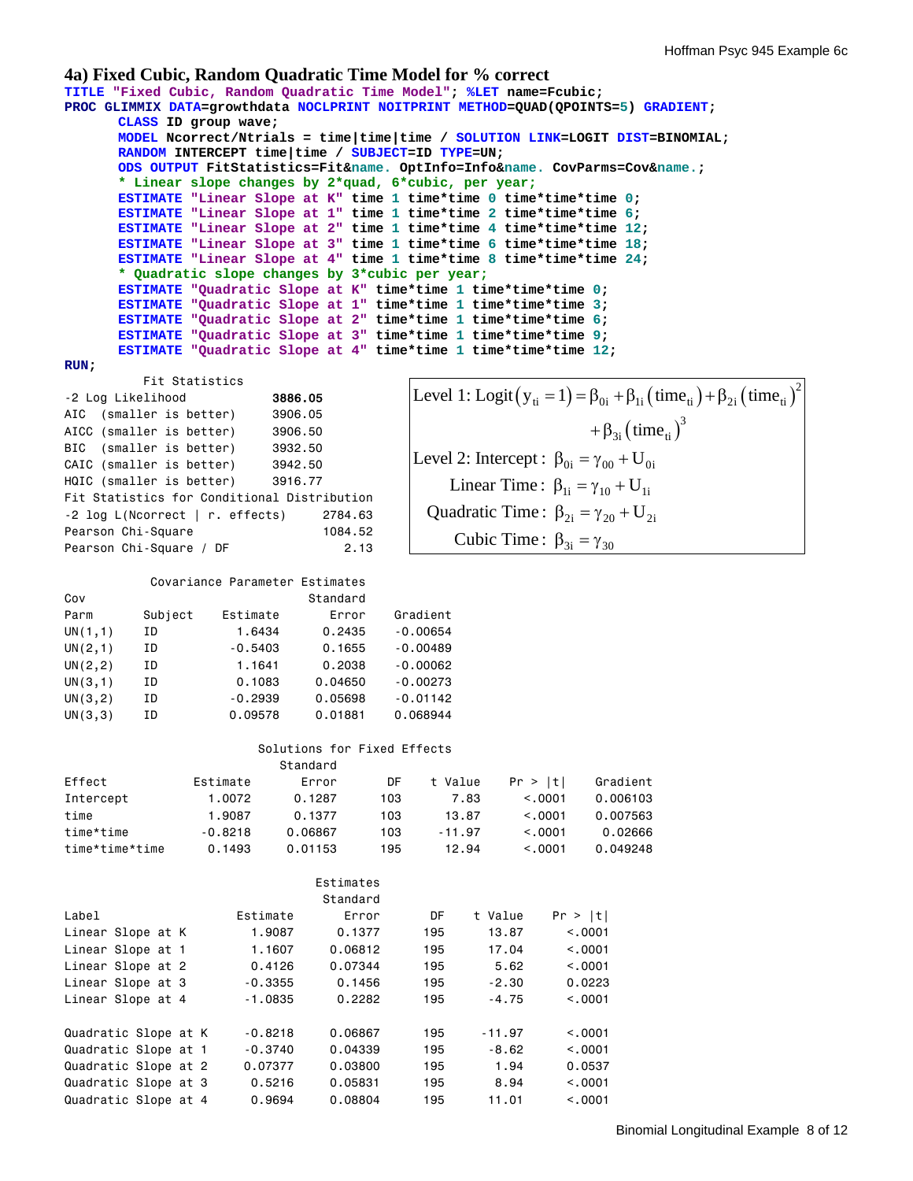### 4a) Fixed Cubic, Random Quadratic Time Model for % correct

```
TITLE "Fixed Cubic, Random Quadratic Time Model"; %LET name=Fcubic;
PROC GLIMMIX DATA=growthdata NOCLPRINT NOITPRINT METHOD=QUAD(QPOINTS=5) GRADIENT;
      CLASS ID group wave;
      MODEL Ncorrect/Ntrials = time|time|time / SOLUTION LINK=LOGIT DIST=BINOMIAL;
      RANDOM INTERCEPT time|time / SUBJECT=ID TYPE=UN;
      ODS OUTPUT FitStatistics=Fit&name. OptInfo=Info&name. CovParms=Cov&name.;
      * Linear slope changes by 2*quad, 6*cubic, per year;
      ESTIMATE "Linear Slope at K" time 1 time*time 0 time*time*time 0;
      ESTIMATE "Linear Slope at 1" time 1 time*time 2 time*time*time 6;
      ESTIMATE "Linear Slope at 2" time 1 time*time 4 time*time*time 12;
      ESTIMATE "Linear Slope at 3" time 1 time*time 6 time*time*time 18;
      ESTIMATE "Linear Slope at 4" time 1 time*time 8 time*time*time 24;
      * Quadratic slope changes by 3*cubic per year;
      ESTIMATE "Quadratic Slope at K" time*time 1 time*time*time 0;
      ESTIMATE "Quadratic Slope at 1" time*time 1 time*time*time 3;
      ESTIMATE "Quadratic Slope at 2" time*time 1 time*time*time 6;
      ESTIMATE "Quadratic Slope at 3" time*time 1 time*time*time 9;
      ESTIMATE "Quadratic Slope at 4" time*time 1 time*time*time 12;
RUN;
```

$$\text{Level 1: Logit}\left(y_{ti}=1\right)=\beta_{0i}+\beta_{1i}\left(\text{time}_{ti}\right)+\beta_{2i}\left(\text{time}_{ti}\right)^2+\beta_{3i}\left(\text{time}_{ti}\right)^3$$

$$\text{Level 2: Intercept: } \beta_{0i}=\gamma_{00}+U_{0i}$$

$$\text{Linear Time: } \beta_{1i}=\gamma_{10}+U_{1i}$$

$$\text{Quadratic Time: } \beta_{2i}=\gamma_{20}+U_{2i}$$

$$\text{Cubic Time: } \beta_{3i}=\gamma_{30}$$

Fit Statistics

| | |
|---|---|
| -2 Log Likelihood | **3886.05** |
| AIC (smaller is better) | 3906.05 |
| AICC (smaller is better) | 3906.50 |
| BIC (smaller is better) | 3932.50 |
| CAIC (smaller is better) | 3942.50 |
| HQIC (smaller is better) | 3916.77 |

Fit Statistics for Conditional Distribution

| | |
|---|---|
| -2 log L(Ncorrect \| r. effects) | 2784.63 |
| Pearson Chi-Square | 1084.52 |
| Pearson Chi-Square / DF | 2.13 |

Covariance Parameter Estimates

| Cov Parm | Subject | Estimate | Standard Error | Gradient |
|---|---|---|---|---|
| UN(1,1) | ID | 1.6434 | 0.2435 | -0.00654 |
| UN(2,1) | ID | -0.5403 | 0.1655 | -0.00489 |
| UN(2,2) | ID | 1.1641 | 0.2038 | -0.00062 |
| UN(3,1) | ID | 0.1083 | 0.04650 | -0.00273 |
| UN(3,2) | ID | -0.2939 | 0.05698 | -0.01142 |
| UN(3,3) | ID | 0.09578 | 0.01881 | 0.068944 |

Solutions for Fixed Effects

| Effect | Estimate | Standard Error | DF | t Value | Pr > \|t\| | Gradient |
|---|---|---|---|---|---|---|
| Intercept | 1.0072 | 0.1287 | 103 | 7.83 | <.0001 | 0.006103 |
| time | 1.9087 | 0.1377 | 103 | 13.87 | <.0001 | 0.007563 |
| time*time | -0.8218 | 0.06867 | 103 | -11.97 | <.0001 | 0.02666 |
| time*time*time | 0.1493 | 0.01153 | 195 | 12.94 | <.0001 | 0.049248 |

Estimates

| Label | Estimate | Standard Error | DF | t Value | Pr > \|t\| |
|---|---|---|---|---|---|
| Linear Slope at K | 1.9087 | 0.1377 | 195 | 13.87 | <.0001 |
| Linear Slope at 1 | 1.1607 | 0.06812 | 195 | 17.04 | <.0001 |
| Linear Slope at 2 | 0.4126 | 0.07344 | 195 | 5.62 | <.0001 |
| Linear Slope at 3 | -0.3355 | 0.1456 | 195 | -2.30 | 0.0223 |
| Linear Slope at 4 | -1.0835 | 0.2282 | 195 | -4.75 | <.0001 |
| Quadratic Slope at K | -0.8218 | 0.06867 | 195 | -11.97 | <.0001 |
| Quadratic Slope at 1 | -0.3740 | 0.04339 | 195 | -8.62 | <.0001 |
| Quadratic Slope at 2 | 0.07377 | 0.03800 | 195 | 1.94 | 0.0537 |
| Quadratic Slope at 3 | 0.5216 | 0.05831 | 195 | 8.94 | <.0001 |
| Quadratic Slope at 4 | 0.9694 | 0.08804 | 195 | 11.01 | <.0001 |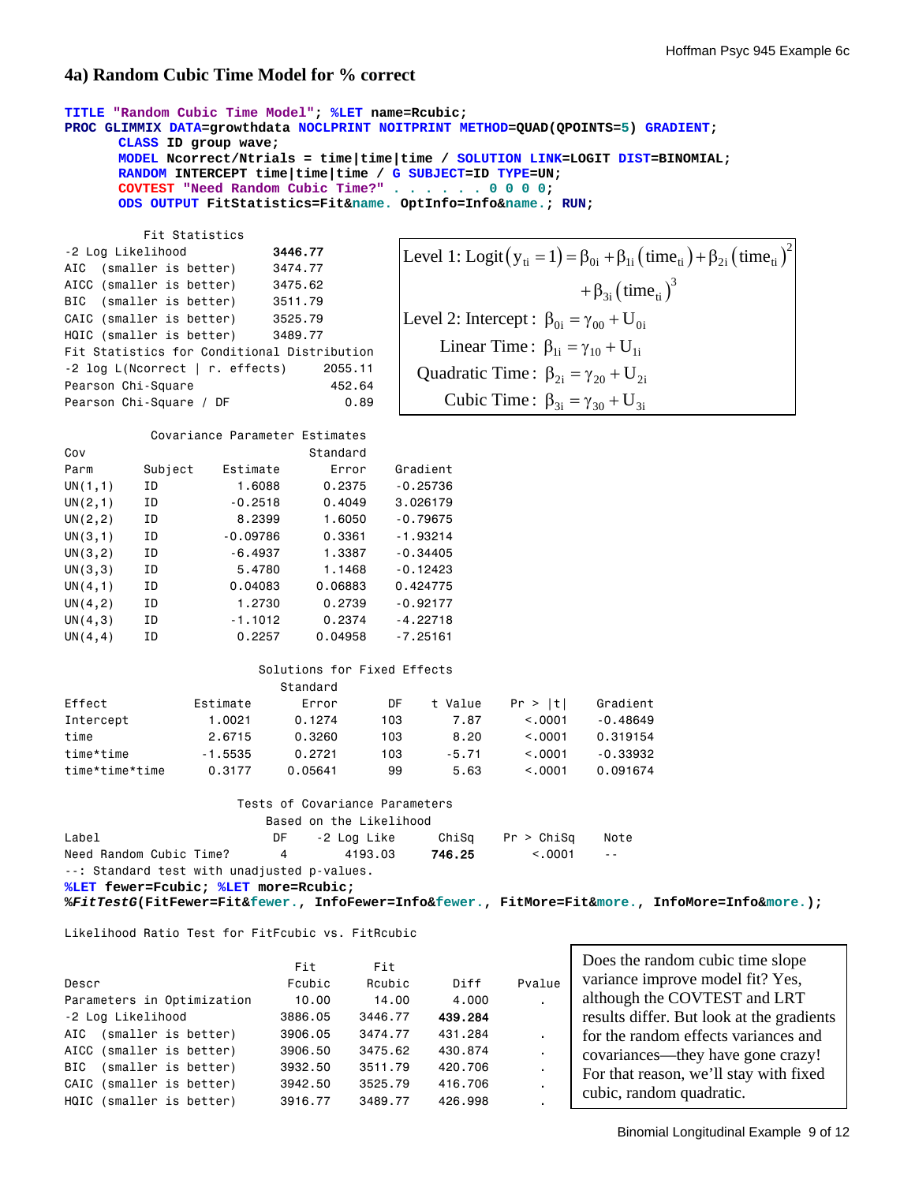### 4a) Random Cubic Time Model for % correct

```
TITLE "Random Cubic Time Model"; %LET name=Rcubic;
PROC GLIMMIX DATA=growthdata NOCLPRINT NOITPRINT METHOD=QUAD(QPOINTS=5) GRADIENT;
      CLASS ID group wave;
      MODEL Ncorrect/Ntrials = time|time|time / SOLUTION LINK=LOGIT DIST=BINOMIAL;
      RANDOM INTERCEPT time|time|time / G SUBJECT=ID TYPE=UN;
      COVTEST "Need Random Cubic Time?" . . . . . . 0 0 0 0;
      ODS OUTPUT FitStatistics=Fit&name. OptInfo=Info&name.; RUN;
```

$$\text{Level 1: Logit}\left(y_{ti}=1\right)=\beta_{0i}+\beta_{1i}\left(\text{time}_{ti}\right)+\beta_{2i}\left(\text{time}_{ti}\right)^2+\beta_{3i}\left(\text{time}_{ti}\right)^3$$

$$\text{Level 2: Intercept: } \beta_{0i}=\gamma_{00}+U_{0i}$$

$$\text{Linear Time: } \beta_{1i}=\gamma_{10}+U_{1i}$$

$$\text{Quadratic Time: } \beta_{2i}=\gamma_{20}+U_{2i}$$

$$\text{Cubic Time: } \beta_{3i}=\gamma_{30}+U_{3i}$$

Fit Statistics

| | |
|---|---|
| -2 Log Likelihood | **3446.77** |
| AIC (smaller is better) | 3474.77 |
| AICC (smaller is better) | 3475.62 |
| BIC (smaller is better) | 3511.79 |
| CAIC (smaller is better) | 3525.79 |
| HQIC (smaller is better) | 3489.77 |

Fit Statistics for Conditional Distribution

| | |
|---|---|
| -2 log L(Ncorrect \| r. effects) | 2055.11 |
| Pearson Chi-Square | 452.64 |
| Pearson Chi-Square / DF | 0.89 |

Covariance Parameter Estimates

| Cov Parm | Subject | Estimate | Standard Error | Gradient |
|---|---|---|---|---|
| UN(1,1) | ID | 1.6088 | 0.2375 | -0.25736 |
| UN(2,1) | ID | -0.2518 | 0.4049 | 3.026179 |
| UN(2,2) | ID | 8.2399 | 1.6050 | -0.79675 |
| UN(3,1) | ID | -0.09786 | 0.3361 | -1.93214 |
| UN(3,2) | ID | -6.4937 | 1.3387 | -0.34405 |
| UN(3,3) | ID | 5.4780 | 1.1468 | -0.12423 |
| UN(4,1) | ID | 0.04083 | 0.06883 | 0.424775 |
| UN(4,2) | ID | 1.2730 | 0.2739 | -0.92177 |
| UN(4,3) | ID | -1.1012 | 0.2374 | -4.22718 |
| UN(4,4) | ID | 0.2257 | 0.04958 | -7.25161 |

Solutions for Fixed Effects

| Effect | Estimate | Standard Error | DF | t Value | Pr > \|t\| | Gradient |
|---|---|---|---|---|---|---|
| Intercept | 1.0021 | 0.1274 | 103 | 7.87 | <.0001 | -0.48649 |
| time | 2.6715 | 0.3260 | 103 | 8.20 | <.0001 | 0.319154 |
| time*time | -1.5535 | 0.2721 | 103 | -5.71 | <.0001 | -0.33932 |
| time*time*time | 0.3177 | 0.05641 | 99 | 5.63 | <.0001 | 0.091674 |

Tests of Covariance Parameters Based on the Likelihood

| Label | DF | -2 Log Like | ChiSq | Pr > ChiSq | Note |
|---|---|---|---|---|---|
| Need Random Cubic Time? | 4 | 4193.03 | **746.25** | <.0001 | -- |

--: Standard test with unadjusted p-values.

```
%LET fewer=Fcubic; %LET more=Rcubic;
%FitTestG(FitFewer=Fit&fewer., InfoFewer=Info&fewer., FitMore=Fit&more., InfoMore=Info&more.);
```

Likelihood Ratio Test for FitFcubic vs. FitRcubic

| Descr | Fit Fcubic | Fit Rcubic | Diff | Pvalue |
|---|---|---|---|---|
| Parameters in Optimization | 10.00 | 14.00 | 4.000 | . |
| -2 Log Likelihood | 3886.05 | 3446.77 | **439.284** | |
| AIC (smaller is better) | 3906.05 | 3474.77 | 431.284 | . |
| AICC (smaller is better) | 3906.50 | 3475.62 | 430.874 | . |
| BIC (smaller is better) | 3932.50 | 3511.79 | 420.706 | . |
| CAIC (smaller is better) | 3942.50 | 3525.79 | 416.706 | . |
| HQIC (smaller is better) | 3916.77 | 3489.77 | 426.998 | . |

Does the random cubic time slope variance improve model fit? Yes, although the COVTEST and LRT results differ. But look at the gradients for the random effects variances and covariances—they have gone crazy! For that reason, we'll stay with fixed cubic, random quadratic.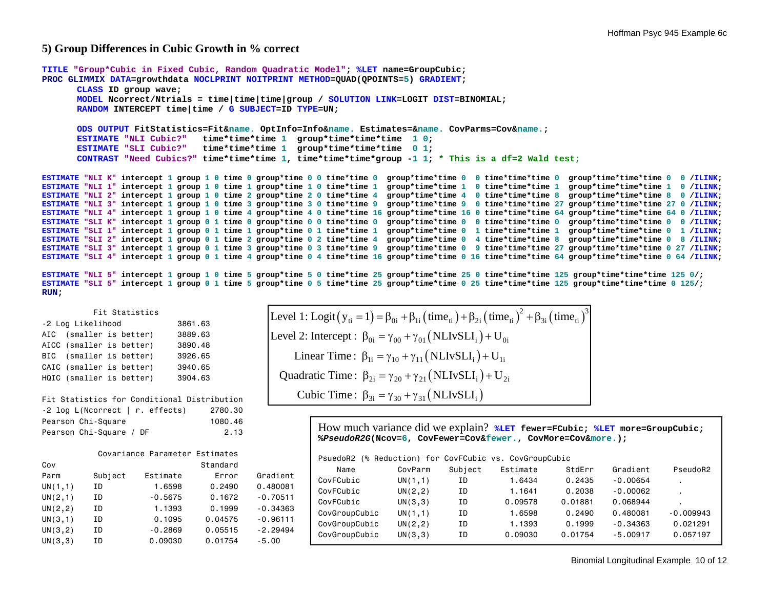## 5) Group Differences in Cubic Growth in % correct

```
TITLE "Group*Cubic in Fixed Cubic, Random Quadratic Model"; %LET name=GroupCubic;
PROC GLIMMIX DATA=growthdata NOCLPRINT NOITPRINT METHOD=QUAD(QPOINTS=5) GRADIENT;
      CLASS ID group wave;
      MODEL Ncorrect/Ntrials = time|time|time|group / SOLUTION LINK=LOGIT DIST=BINOMIAL;
      RANDOM INTERCEPT time|time / G SUBJECT=ID TYPE=UN;

      ODS OUTPUT FitStatistics=Fit&name. OptInfo=Info&name. Estimates=&name. CovParms=Cov&name.;
      ESTIMATE "NLI Cubic?"   time*time*time 1  group*time*time*time  1 0;
      ESTIMATE "SLI Cubic?"   time*time*time 1  group*time*time*time  0 1;
      CONTRAST "Need Cubics?" time*time*time 1, time*time*time*group -1 1; * This is a df=2 Wald test;

ESTIMATE "NLI K" intercept 1 group 1 0 time 0 group*time 0 0 time*time 0  group*time*time 0  0 time*time*time 0  group*time*time*time 0  0 /ILINK;
ESTIMATE "NLI 1" intercept 1 group 1 0 time 1 group*time 1 0 time*time 1  group*time*time 1  0 time*time*time 1  group*time*time*time 1  0 /ILINK;
ESTIMATE "NLI 2" intercept 1 group 1 0 time 2 group*time 2 0 time*time 4  group*time*time 4  0 time*time*time 8  group*time*time*time 8  0 /ILINK;
ESTIMATE "NLI 3" intercept 1 group 1 0 time 3 group*time 3 0 time*time 9  group*time*time 9  0 time*time*time 27 group*time*time*time 27 0 /ILINK;
ESTIMATE "NLI 4" intercept 1 group 1 0 time 4 group*time 4 0 time*time 16 group*time*time 16 0 time*time*time 64 group*time*time*time 64 0 /ILINK;
ESTIMATE "SLI K" intercept 1 group 0 1 time 0 group*time 0 0 time*time 0  group*time*time 0  0 time*time*time 0  group*time*time*time 0  0 /ILINK;
ESTIMATE "SLI 1" intercept 1 group 0 1 time 1 group*time 0 1 time*time 1  group*time*time 0  1 time*time*time 1  group*time*time*time 0  1 /ILINK;
ESTIMATE "SLI 2" intercept 1 group 0 1 time 2 group*time 0 2 time*time 4  group*time*time 0  4 time*time*time 8  group*time*time*time 0  8 /ILINK;
ESTIMATE "SLI 3" intercept 1 group 0 1 time 3 group*time 0 3 time*time 9  group*time*time 0  9 time*time*time 27 group*time*time*time 0 27 /ILINK;
ESTIMATE "SLI 4" intercept 1 group 0 1 time 4 group*time 0 4 time*time 16 group*time*time 0 16 time*time*time 64 group*time*time*time 0 64 /ILINK;

ESTIMATE "NLI 5" intercept 1 group 1 0 time 5 group*time 5 0 time*time 25 group*time*time 25 0 time*time*time 125 group*time*time*time 125 0/;
ESTIMATE "SLI 5" intercept 1 group 0 1 time 5 group*time 0 5 time*time 25 group*time*time 0 25 time*time*time 125 group*time*time*time 0 125/;
RUN;
```

$$\text{Level 1: Logit}\left(y_{ti}=1\right)=\beta_{0i}+\beta_{1i}\left(\text{time}_{ti}\right)+\beta_{2i}\left(\text{time}_{ti}\right)^2+\beta_{3i}\left(\text{time}_{ti}\right)^3$$

$$\text{Level 2: Intercept: } \beta_{0i}=\gamma_{00}+\gamma_{01}\left(\text{NLIvSLI}_i\right)+U_{0i}$$

$$\text{Linear Time: } \beta_{1i}=\gamma_{10}+\gamma_{11}\left(\text{NLIvSLI}_i\right)+U_{1i}$$

$$\text{Quadratic Time: } \beta_{2i}=\gamma_{20}+\gamma_{21}\left(\text{NLIvSLI}_i\right)+U_{2i}$$

$$\text{Cubic Time: } \beta_{3i}=\gamma_{30}+\gamma_{31}\left(\text{NLIvSLI}_i\right)$$

**Fit Statistics**

| | |
|---|---|
| -2 Log Likelihood | 3861.63 |
| AIC (smaller is better) | 3889.63 |
| AICC (smaller is better) | 3890.48 |
| BIC (smaller is better) | 3926.65 |
| CAIC (smaller is better) | 3940.65 |
| HQIC (smaller is better) | 3904.63 |

**Fit Statistics for Conditional Distribution**

| | |
|---|---|
| -2 log L(Ncorrect \| r. effects) | 2780.30 |
| Pearson Chi-Square | 1080.46 |
| Pearson Chi-Square / DF | 2.13 |

**Covariance Parameter Estimates**

| Cov Parm | Subject | Estimate | Standard Error | Gradient |
|---|---|---|---|---|
| UN(1,1) | ID | 1.6598 | 0.2490 | 0.480081 |
| UN(2,1) | ID | -0.5675 | 0.1672 | -0.70511 |
| UN(2,2) | ID | 1.1393 | 0.1999 | -0.34363 |
| UN(3,1) | ID | 0.1095 | 0.04575 | -0.96111 |
| UN(3,2) | ID | -0.2869 | 0.05515 | -2.29494 |
| UN(3,3) | ID | 0.09030 | 0.01754 | -5.00 |

How much variance did we explain? `%LET fewer=FCubic; %LET more=GroupCubic; %PseudoR2G(Ncov=6, CovFewer=Cov&fewer., CovMore=Cov&more.);`

PsuedoR2 (% Reduction) for CovFCubic vs. CovGroupCubic

| Name | CovParm | Subject | Estimate | StdErr | Gradient | PseudoR2 |
|---|---|---|---|---|---|---|
| CovFCubic | UN(1,1) | ID | 1.6434 | 0.2435 | -0.00654 | . |
| CovFCubic | UN(2,2) | ID | 1.1641 | 0.2038 | -0.00062 | . |
| CovFCubic | UN(3,3) | ID | 0.09578 | 0.01881 | 0.068944 | . |
| CovGroupCubic | UN(1,1) | ID | 1.6598 | 0.2490 | 0.480081 | -0.009943 |
| CovGroupCubic | UN(2,2) | ID | 1.1393 | 0.1999 | -0.34363 | 0.021291 |
| CovGroupCubic | UN(3,3) | ID | 0.09030 | 0.01754 | -5.00917 | 0.057197 |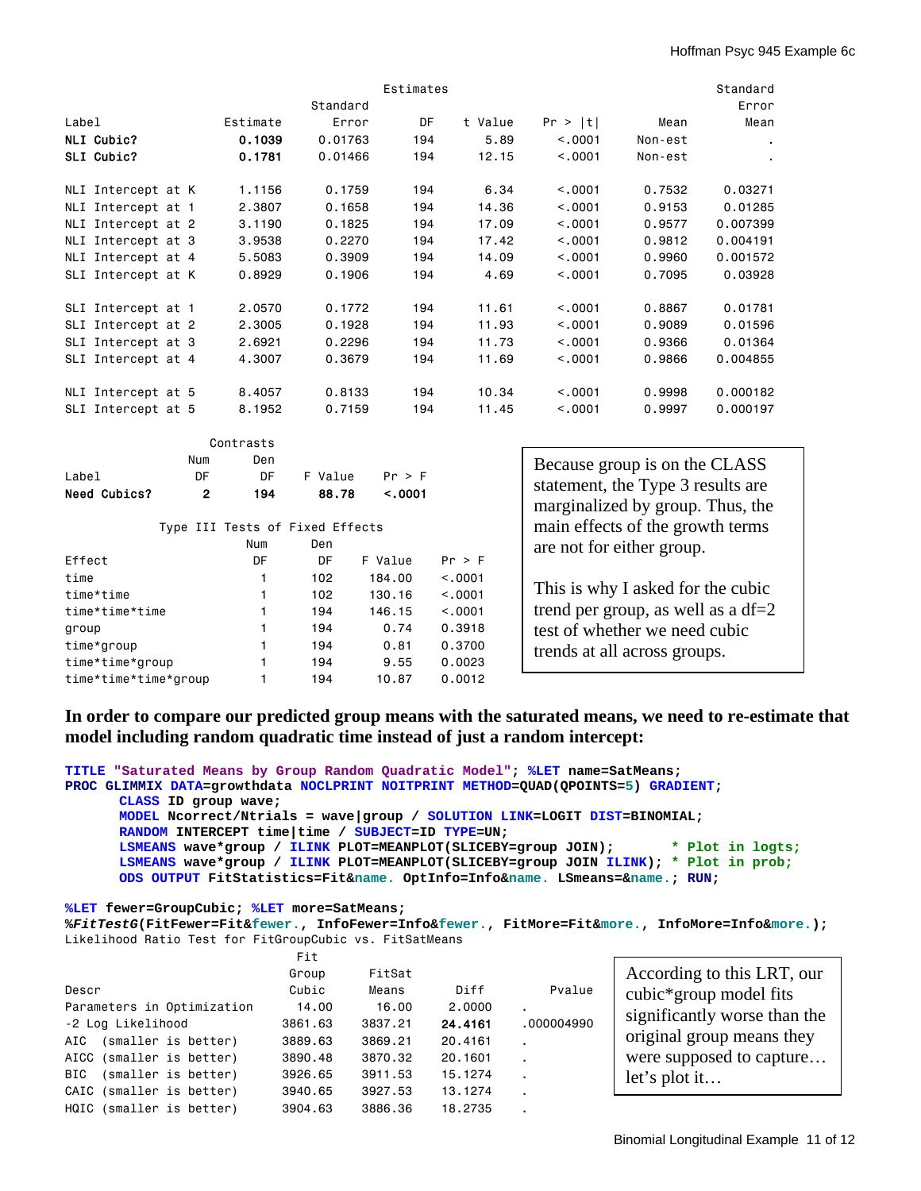Estimates

| Label | Estimate | Standard Error | DF | t Value | Pr > \|t\| | Mean | Standard Error Mean |
|---|---|---|---|---|---|---|---|
| **NLI Cubic?** | **0.1039** | 0.01763 | 194 | 5.89 | <.0001 | Non-est | . |
| **SLI Cubic?** | **0.1781** | 0.01466 | 194 | 12.15 | <.0001 | Non-est | . |
| NLI Intercept at K | 1.1156 | 0.1759 | 194 | 6.34 | <.0001 | 0.7532 | 0.03271 |
| NLI Intercept at 1 | 2.3807 | 0.1658 | 194 | 14.36 | <.0001 | 0.9153 | 0.01285 |
| NLI Intercept at 2 | 3.1190 | 0.1825 | 194 | 17.09 | <.0001 | 0.9577 | 0.007399 |
| NLI Intercept at 3 | 3.9538 | 0.2270 | 194 | 17.42 | <.0001 | 0.9812 | 0.004191 |
| NLI Intercept at 4 | 5.5083 | 0.3909 | 194 | 14.09 | <.0001 | 0.9960 | 0.001572 |
| SLI Intercept at K | 0.8929 | 0.1906 | 194 | 4.69 | <.0001 | 0.7095 | 0.03928 |
| SLI Intercept at 1 | 2.0570 | 0.1772 | 194 | 11.61 | <.0001 | 0.8867 | 0.01781 |
| SLI Intercept at 2 | 2.3005 | 0.1928 | 194 | 11.93 | <.0001 | 0.9089 | 0.01596 |
| SLI Intercept at 3 | 2.6921 | 0.2296 | 194 | 11.73 | <.0001 | 0.9366 | 0.01364 |
| SLI Intercept at 4 | 4.3007 | 0.3679 | 194 | 11.69 | <.0001 | 0.9866 | 0.004855 |
| NLI Intercept at 5 | 8.4057 | 0.8133 | 194 | 10.34 | <.0001 | 0.9998 | 0.000182 |
| SLI Intercept at 5 | 8.1952 | 0.7159 | 194 | 11.45 | <.0001 | 0.9997 | 0.000197 |

Contrasts

| Label | Num DF | Den DF | F Value | Pr > F |
|---|---|---|---|---|
| **Need Cubics?** | **2** | **194** | **88.78** | **<.0001** |

Type III Tests of Fixed Effects

| Effect | Num DF | Den DF | F Value | Pr > F |
|---|---|---|---|---|
| time | 1 | 102 | 184.00 | <.0001 |
| time\*time | 1 | 102 | 130.16 | <.0001 |
| time\*time\*time | 1 | 194 | 146.15 | <.0001 |
| group | 1 | 194 | 0.74 | 0.3918 |
| time\*group | 1 | 194 | 0.81 | 0.3700 |
| time\*time\*group | 1 | 194 | 9.55 | 0.0023 |
| time\*time\*time\*group | 1 | 194 | 10.87 | 0.0012 |

Because group is on the CLASS statement, the Type 3 results are marginalized by group. Thus, the main effects of the growth terms are not for either group.

This is why I asked for the cubic trend per group, as well as a df=2 test of whether we need cubic trends at all across groups.

**In order to compare our predicted group means with the saturated means, we need to re-estimate that model including random quadratic time instead of just a random intercept:**

```
TITLE "Saturated Means by Group Random Quadratic Model"; %LET name=SatMeans;
PROC GLIMMIX DATA=growthdata NOCLPRINT NOITPRINT METHOD=QUAD(QPOINTS=5) GRADIENT;
     CLASS ID group wave;
     MODEL Ncorrect/Ntrials = wave|group / SOLUTION LINK=LOGIT DIST=BINOMIAL;
     RANDOM INTERCEPT time|time / SUBJECT=ID TYPE=UN;
     LSMEANS wave*group / ILINK PLOT=MEANPLOT(SLICEBY=group JOIN);       * Plot in logts;
     LSMEANS wave*group / ILINK PLOT=MEANPLOT(SLICEBY=group JOIN ILINK); * Plot in prob;
     ODS OUTPUT FitStatistics=Fit&name. OptInfo=Info&name. LSmeans=&name.; RUN;

%LET fewer=GroupCubic; %LET more=SatMeans;
%FitTestG(FitFewer=Fit&fewer., InfoFewer=Info&fewer., FitMore=Fit&more., InfoMore=Info&more.);
```

Likelihood Ratio Test for FitGroupCubic vs. FitSatMeans

| Descr | FitGroupCubic | FitSatMeans | Diff | Pvalue |
|---|---|---|---|---|
| Parameters in Optimization | 14.00 | 16.00 | 2.0000 | . |
| -2 Log Likelihood | 3861.63 | 3837.21 | **24.4161** | .000004990 |
| AIC (smaller is better) | 3889.63 | 3869.21 | 20.4161 | . |
| AICC (smaller is better) | 3890.48 | 3870.32 | 20.1601 | . |
| BIC (smaller is better) | 3926.65 | 3911.53 | 15.1274 | . |
| CAIC (smaller is better) | 3940.65 | 3927.53 | 13.1274 | . |
| HQIC (smaller is better) | 3904.63 | 3886.36 | 18.2735 | . |

According to this LRT, our cubic\*group model fits significantly worse than the original group means they were supposed to capture… let's plot it…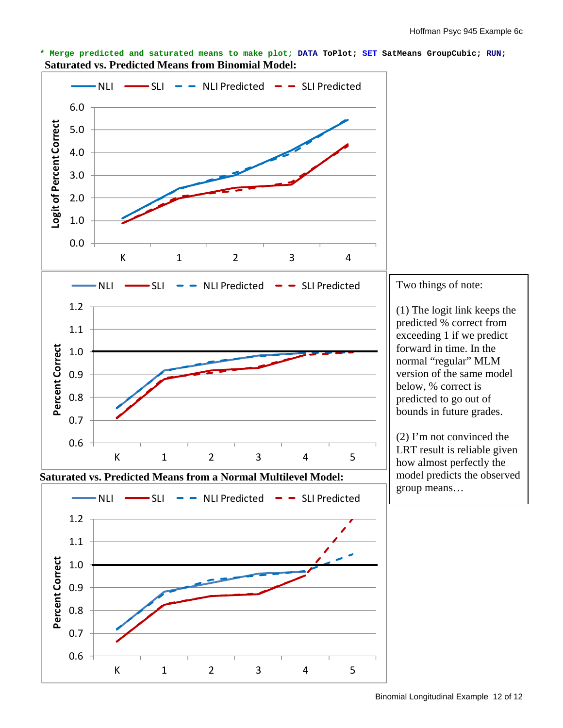```
* Merge predicted and saturated means to make plot; DATA ToPlot; SET SatMeans GroupCubic; RUN;
```

**Saturated vs. Predicted Means from Binomial Model:**

NLI
SLI
NLI Predicted
SLI Predicted

Logit of Percent Correct

6.0
5.0
4.0
3.0
2.0
1.0
0.0

K
1
2
3
4

NLI
SLI
NLI Predicted
SLI Predicted

Percent Correct

1.2
1.1
1.0
0.9
0.8
0.7
0.6

K
1
2
3
4
5

Two things of note:

(1) The logit link keeps the predicted % correct from exceeding 1 if we predict forward in time. In the normal "regular" MLM version of the same model below, % correct is predicted to go out of bounds in future grades.

(2) I'm not convinced the LRT result is reliable given how almost perfectly the model predicts the observed group means…

**Saturated vs. Predicted Means from a Normal Multilevel Model:**

NLI
SLI
NLI Predicted
SLI Predicted

Percent Correct

1.2
1.1
1.0
0.9
0.8
0.7
0.6

K
1
2
3
4
5